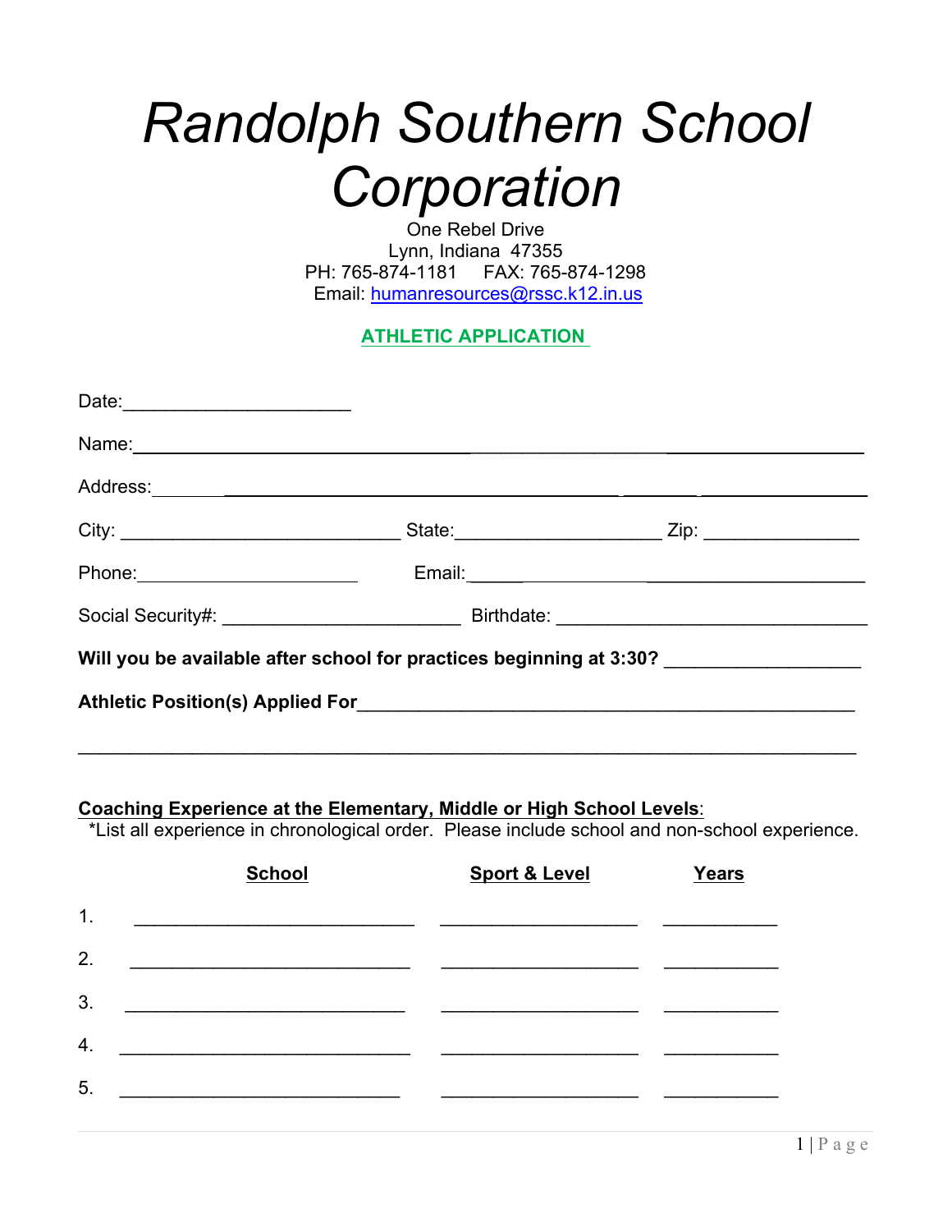# *Randolph Southern School Corporation*

One Rebel Drive
Lynn, Indiana 47355
PH: 765-874-1181 FAX: 765-874-1298
Email: humanresources@rssc.k12.in.us

## ATHLETIC APPLICATION

Date:______________________

Name:__________________________________________________________________

Address:________________________________________________________________

City: ___________________________ State:____________________ Zip: _______________

Phone:______________________ Email:_____________________________________

Social Security#: _______________________ Birthdate: ______________________________

**Will you be available after school for practices beginning at 3:30?** __________________

**Athletic Position(s) Applied For**________________________________________________

_____________________________________________________________________________

**Coaching Experience at the Elementary, Middle or High School Levels**:
*List all experience in chronological order. Please include school and non-school experience.

| | School | Sport & Level | Years |
|---|---|---|---|
| 1. | ___________________________ | ___________________ | ___________ |
| 2. | ___________________________ | ___________________ | ___________ |
| 3. | ___________________________ | ___________________ | ___________ |
| 4. | ___________________________ | ___________________ | ___________ |
| 5. | ___________________________ | ___________________ | ___________ |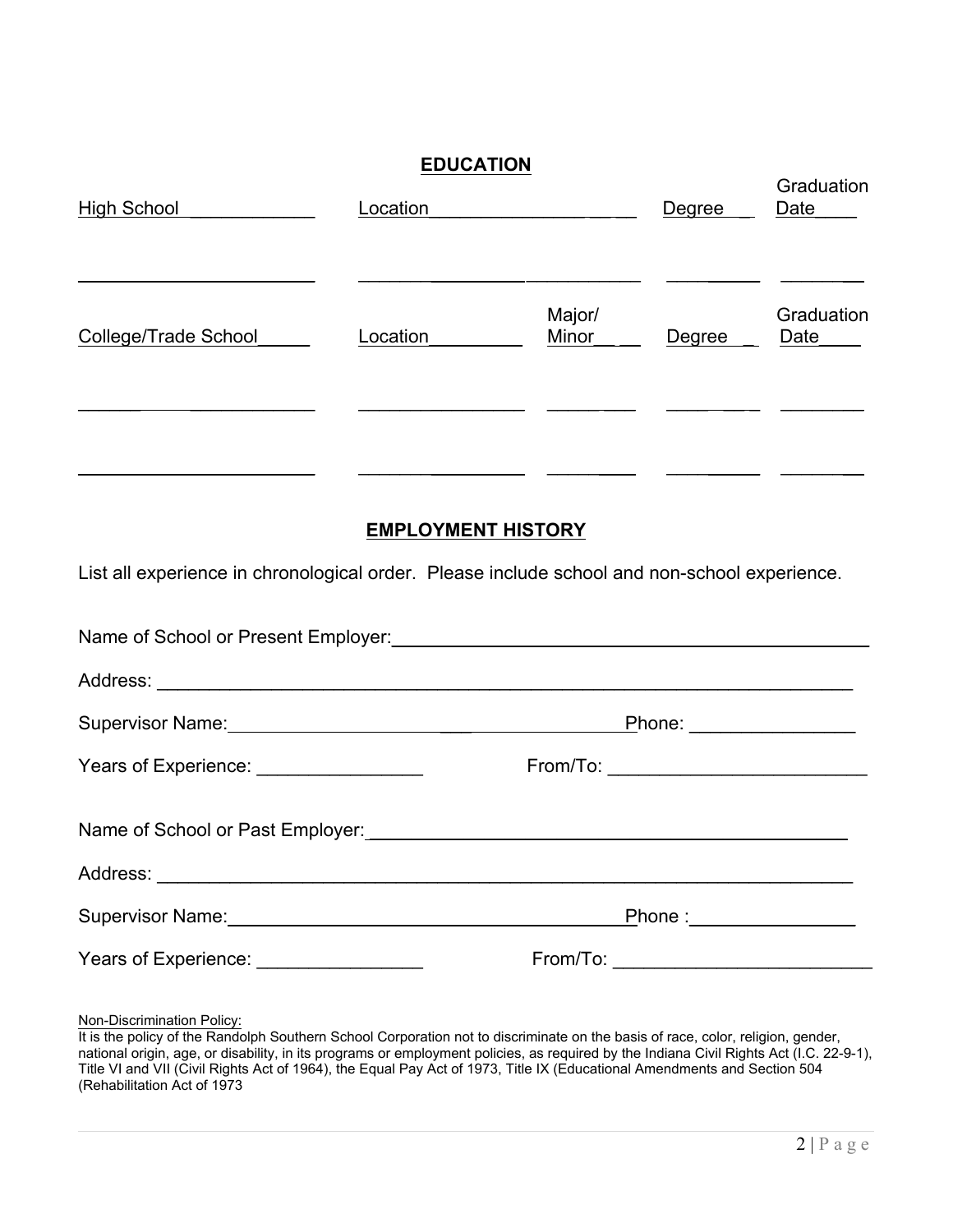## EDUCATION

| High School | Location | Degree | Graduation Date |
|---|---|---|---|
| | | | |

| College/Trade School | Location | Major/ Minor | Degree | Graduation Date |
|---|---|---|---|---|
| | | | | |
| | | | | |

## EMPLOYMENT HISTORY

List all experience in chronological order. Please include school and non-school experience.

Name of School or Present Employer: ______________________________________________

Address: ____________________________________________________________________

Supervisor Name: ______________________________________ Phone: ________________

Years of Experience: ________________ From/To: _________________________

Name of School or Past Employer: ______________________________________________

Address: ____________________________________________________________________

Supervisor Name: ______________________________________ Phone : ________________

Years of Experience: ________________ From/To: _________________________

Non-Discrimination Policy:
It is the policy of the Randolph Southern School Corporation not to discriminate on the basis of race, color, religion, gender, national origin, age, or disability, in its programs or employment policies, as required by the Indiana Civil Rights Act (I.C. 22-9-1), Title VI and VII (Civil Rights Act of 1964), the Equal Pay Act of 1973, Title IX (Educational Amendments and Section 504 (Rehabilitation Act of 1973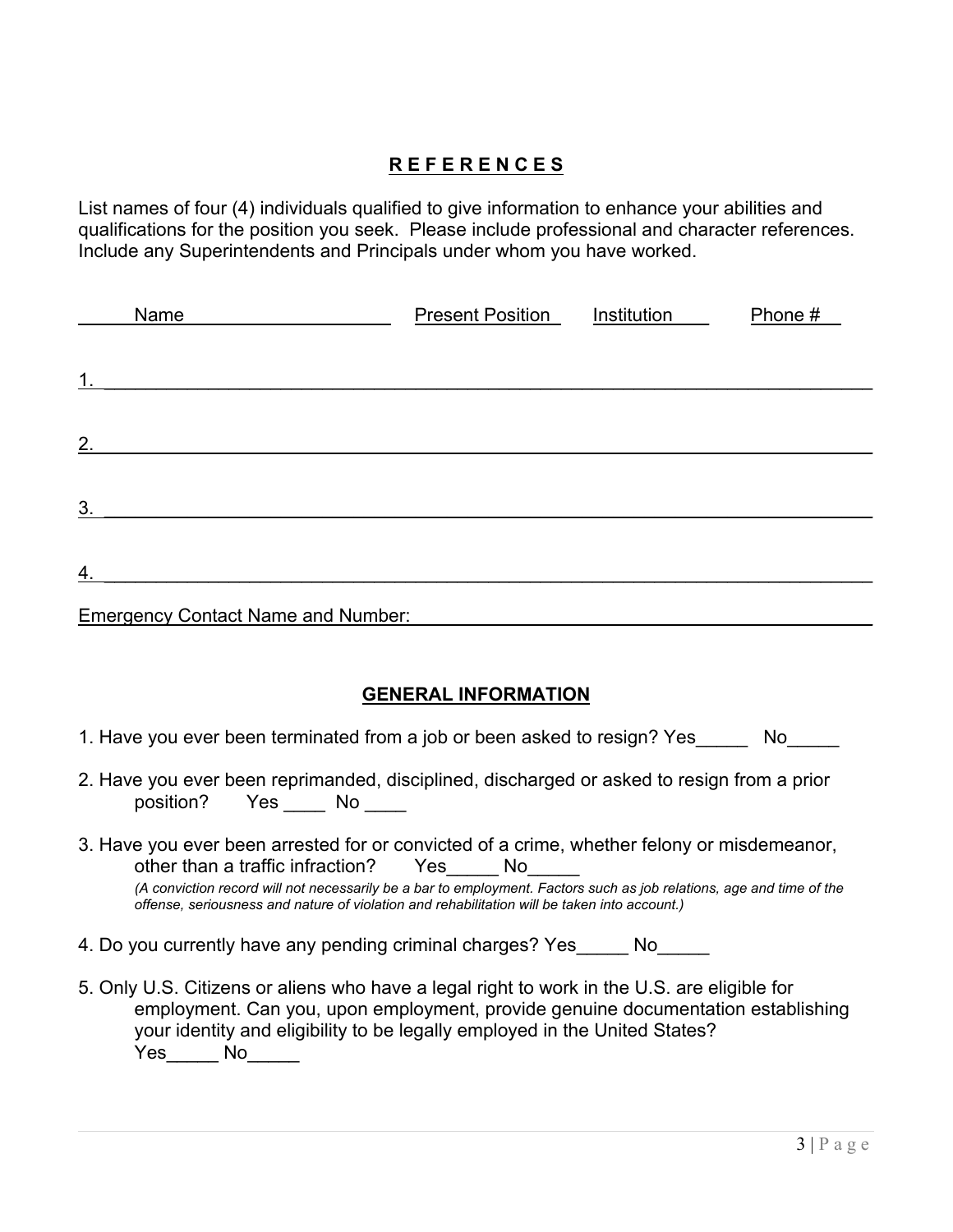## R E F E R E N C E S

List names of four (4) individuals qualified to give information to enhance your abilities and qualifications for the position you seek. Please include professional and character references. Include any Superintendents and Principals under whom you have worked.

| Name | Present Position | Institution | Phone # |
| --- | --- | --- | --- |
| 1. | | | |
| 2. | | | |
| 3. | | | |
| 4. | | | |

Emergency Contact Name and Number: ______________________________

## GENERAL INFORMATION

1. Have you ever been terminated from a job or been asked to resign? Yes_____ No_____

2. Have you ever been reprimanded, disciplined, discharged or asked to resign from a prior position? Yes ____ No ____

3. Have you ever been arrested for or convicted of a crime, whether felony or misdemeanor, other than a traffic infraction? Yes_____ No_____
   *(A conviction record will not necessarily be a bar to employment. Factors such as job relations, age and time of the offense, seriousness and nature of violation and rehabilitation will be taken into account.)*

4. Do you currently have any pending criminal charges? Yes_____ No_____

5. Only U.S. Citizens or aliens who have a legal right to work in the U.S. are eligible for employment. Can you, upon employment, provide genuine documentation establishing your identity and eligibility to be legally employed in the United States?
   Yes_____ No_____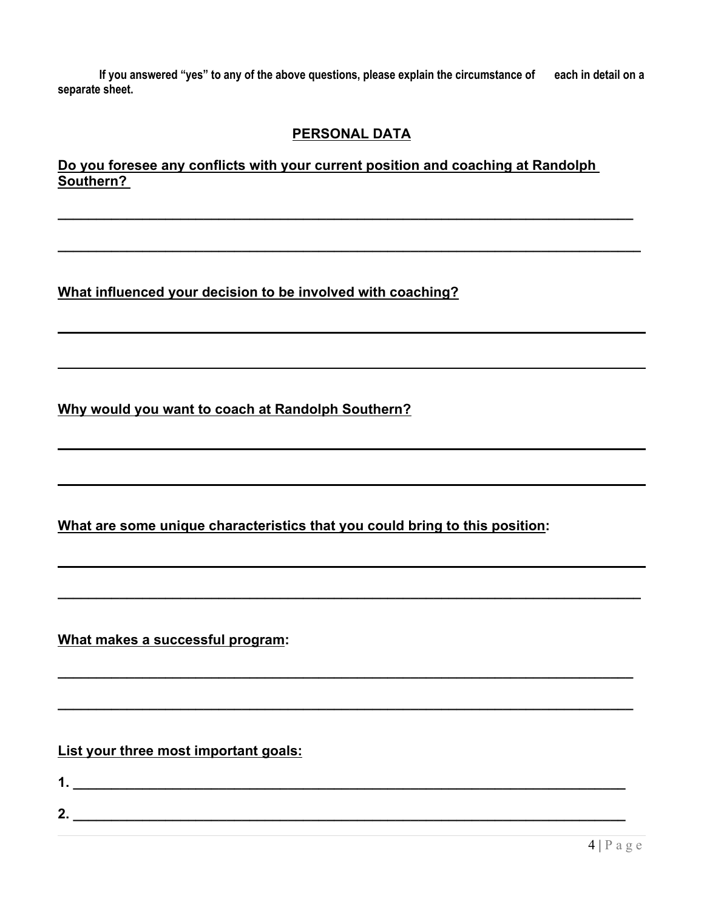**If you answered "yes" to any of the above questions, please explain the circumstance of each in detail on a separate sheet.**

## PERSONAL DATA

**Do you foresee any conflicts with your current position and coaching at Randolph Southern?**

______________________________________________________________________________

______________________________________________________________________________

**What influenced your decision to be involved with coaching?**

______________________________________________________________________________

______________________________________________________________________________

**Why would you want to coach at Randolph Southern?**

______________________________________________________________________________

______________________________________________________________________________

**What are some unique characteristics that you could bring to this position:**

______________________________________________________________________________

______________________________________________________________________________

**What makes a successful program:**

______________________________________________________________________________

______________________________________________________________________________

**List your three most important goals:**

**1.** ___________________________________________________________________________

**2.** ___________________________________________________________________________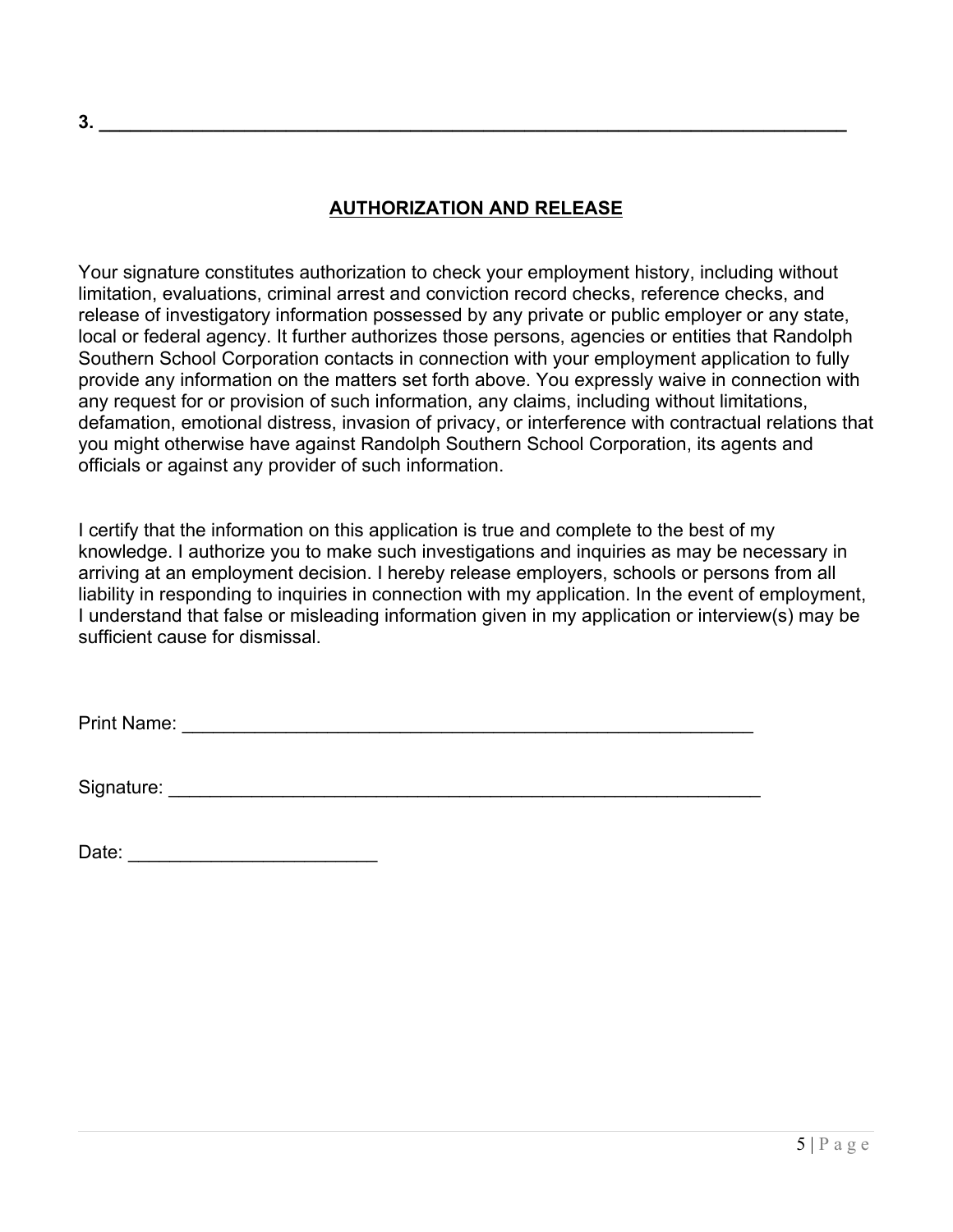**3. ___________________________________________________________________________**

## AUTHORIZATION AND RELEASE

Your signature constitutes authorization to check your employment history, including without limitation, evaluations, criminal arrest and conviction record checks, reference checks, and release of investigatory information possessed by any private or public employer or any state, local or federal agency. It further authorizes those persons, agencies or entities that Randolph Southern School Corporation contacts in connection with your employment application to fully provide any information on the matters set forth above. You expressly waive in connection with any request for or provision of such information, any claims, including without limitations, defamation, emotional distress, invasion of privacy, or interference with contractual relations that you might otherwise have against Randolph Southern School Corporation, its agents and officials or against any provider of such information.

I certify that the information on this application is true and complete to the best of my knowledge. I authorize you to make such investigations and inquiries as may be necessary in arriving at an employment decision. I hereby release employers, schools or persons from all liability in responding to inquiries in connection with my application. In the event of employment, I understand that false or misleading information given in my application or interview(s) may be sufficient cause for dismissal.

Print Name: __________________________________________________________

Signature: ____________________________________________________________

Date: ________________________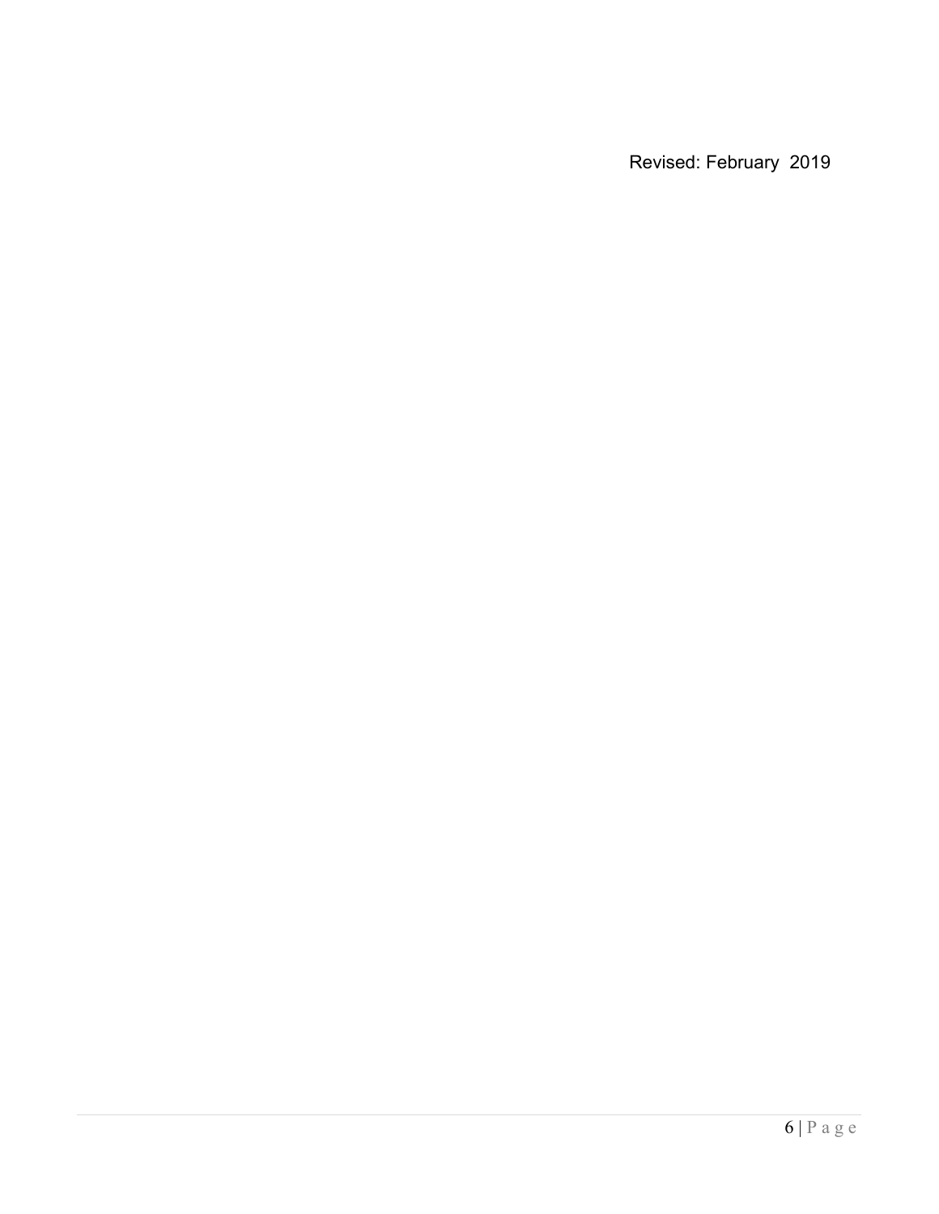Revised: February 2019